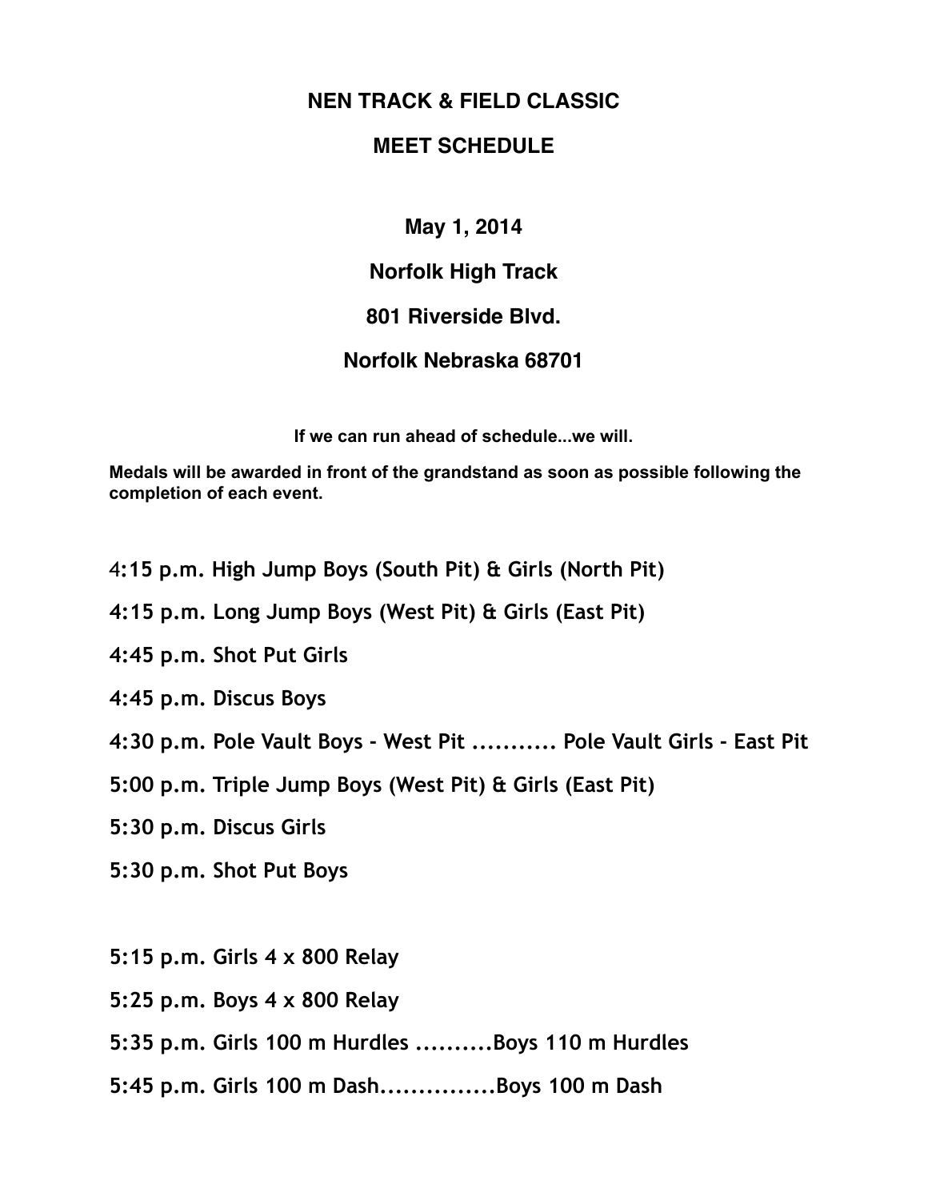# NEN TRACK & FIELD CLASSIC

## MEET SCHEDULE

**May 1, 2014**

**Norfolk High Track**

**801 Riverside Blvd.**

**Norfolk Nebraska 68701**

**If we can run ahead of schedule...we will.**

**Medals will be awarded in front of the grandstand as soon as possible following the completion of each event.**

**4:15 p.m. High Jump Boys (South Pit) & Girls (North Pit)**

**4:15 p.m. Long Jump Boys (West Pit) & Girls (East Pit)**

**4:45 p.m. Shot Put Girls**

**4:45 p.m. Discus Boys**

**4:30 p.m. Pole Vault Boys - West Pit ........... Pole Vault Girls - East Pit**

**5:00 p.m. Triple Jump Boys (West Pit) & Girls (East Pit)**

**5:30 p.m. Discus Girls**

**5:30 p.m. Shot Put Boys**

**5:15 p.m. Girls 4 x 800 Relay**

**5:25 p.m. Boys 4 x 800 Relay**

**5:35 p.m. Girls 100 m Hurdles ..........Boys 110 m Hurdles**

**5:45 p.m. Girls 100 m Dash...............Boys 100 m Dash**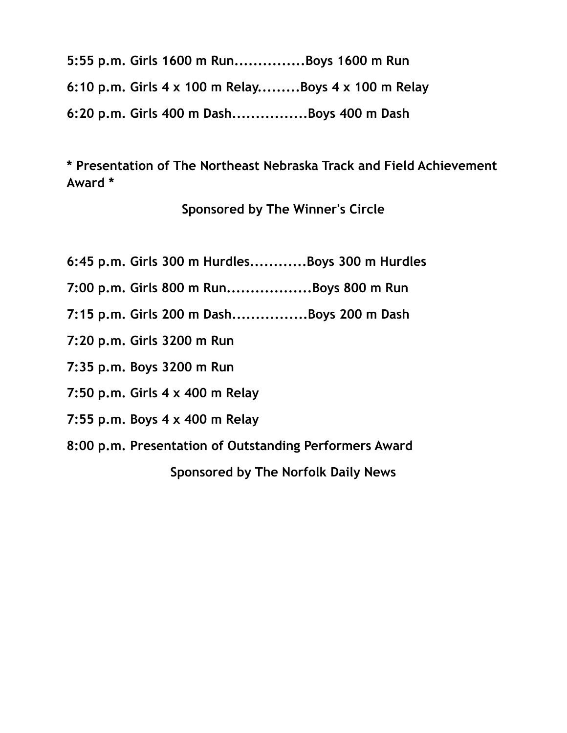**5:55 p.m. Girls 1600 m Run...............Boys 1600 m Run**

**6:10 p.m. Girls 4 x 100 m Relay.........Boys 4 x 100 m Relay**

**6:20 p.m. Girls 400 m Dash................Boys 400 m Dash**

**\* Presentation of The Northeast Nebraska Track and Field Achievement Award \***

**Sponsored by The Winner's Circle**

**6:45 p.m. Girls 300 m Hurdles............Boys 300 m Hurdles**

**7:00 p.m. Girls 800 m Run..................Boys 800 m Run**

**7:15 p.m. Girls 200 m Dash................Boys 200 m Dash**

**7:20 p.m. Girls 3200 m Run**

**7:35 p.m. Boys 3200 m Run**

**7:50 p.m. Girls 4 x 400 m Relay**

**7:55 p.m. Boys 4 x 400 m Relay**

**8:00 p.m. Presentation of Outstanding Performers Award**

**Sponsored by The Norfolk Daily News**